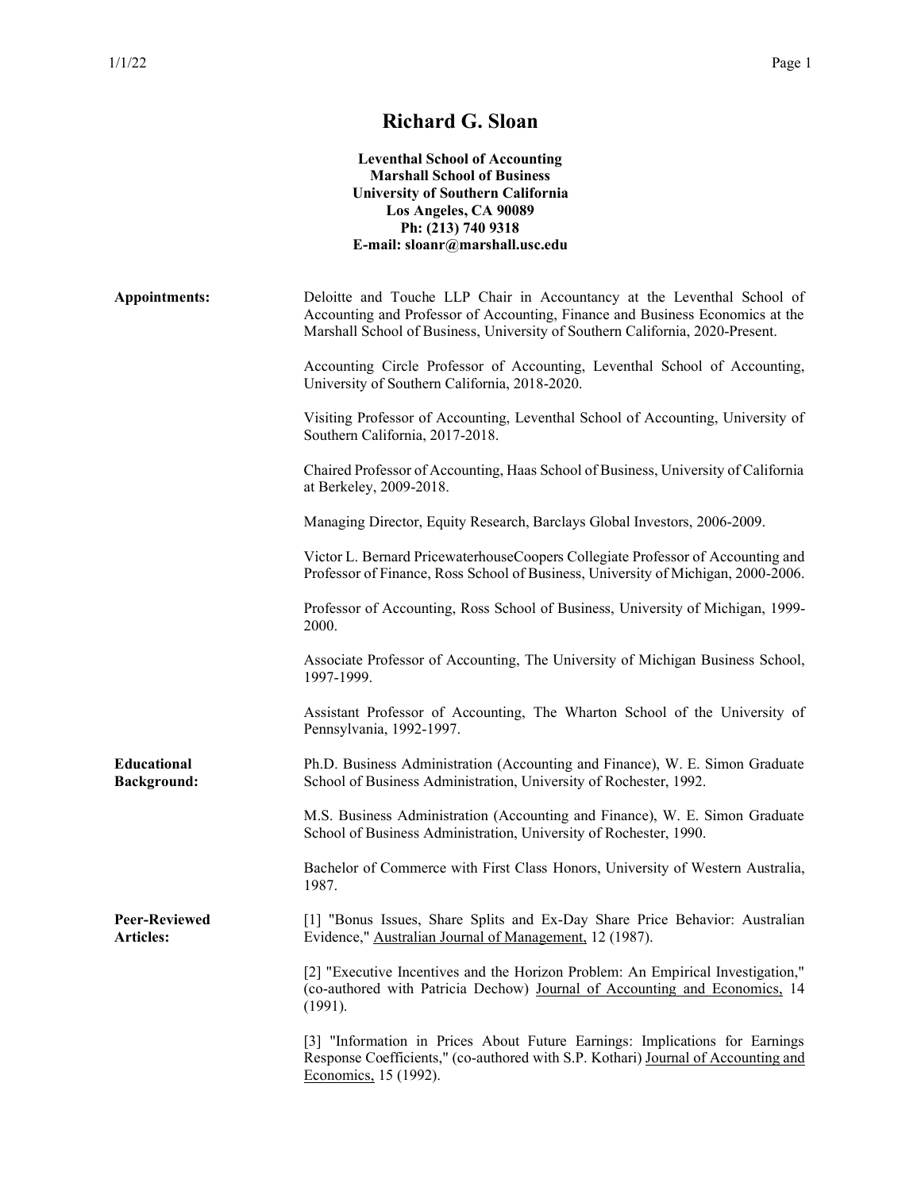# Richard G. Sloan

**Leventhal School of Accounting**
**Marshall School of Business**
**University of Southern California**
**Los Angeles, CA 90089**
**Ph: (213) 740 9318**
**E-mail: sloanr@marshall.usc.edu**

**Appointments:**

Deloitte and Touche LLP Chair in Accountancy at the Leventhal School of Accounting and Professor of Accounting, Finance and Business Economics at the Marshall School of Business, University of Southern California, 2020-Present.

Accounting Circle Professor of Accounting, Leventhal School of Accounting, University of Southern California, 2018-2020.

Visiting Professor of Accounting, Leventhal School of Accounting, University of Southern California, 2017-2018.

Chaired Professor of Accounting, Haas School of Business, University of California at Berkeley, 2009-2018.

Managing Director, Equity Research, Barclays Global Investors, 2006-2009.

Victor L. Bernard PricewaterhouseCoopers Collegiate Professor of Accounting and Professor of Finance, Ross School of Business, University of Michigan, 2000-2006.

Professor of Accounting, Ross School of Business, University of Michigan, 1999-2000.

Associate Professor of Accounting, The University of Michigan Business School, 1997-1999.

Assistant Professor of Accounting, The Wharton School of the University of Pennsylvania, 1992-1997.

**Educational Background:**

Ph.D. Business Administration (Accounting and Finance), W. E. Simon Graduate School of Business Administration, University of Rochester, 1992.

M.S. Business Administration (Accounting and Finance), W. E. Simon Graduate School of Business Administration, University of Rochester, 1990.

Bachelor of Commerce with First Class Honors, University of Western Australia, 1987.

**Peer-Reviewed Articles:**

[1] "Bonus Issues, Share Splits and Ex-Day Share Price Behavior: Australian Evidence," Australian Journal of Management, 12 (1987).

[2] "Executive Incentives and the Horizon Problem: An Empirical Investigation," (co-authored with Patricia Dechow) Journal of Accounting and Economics, 14 (1991).

[3] "Information in Prices About Future Earnings: Implications for Earnings Response Coefficients," (co-authored with S.P. Kothari) Journal of Accounting and Economics, 15 (1992).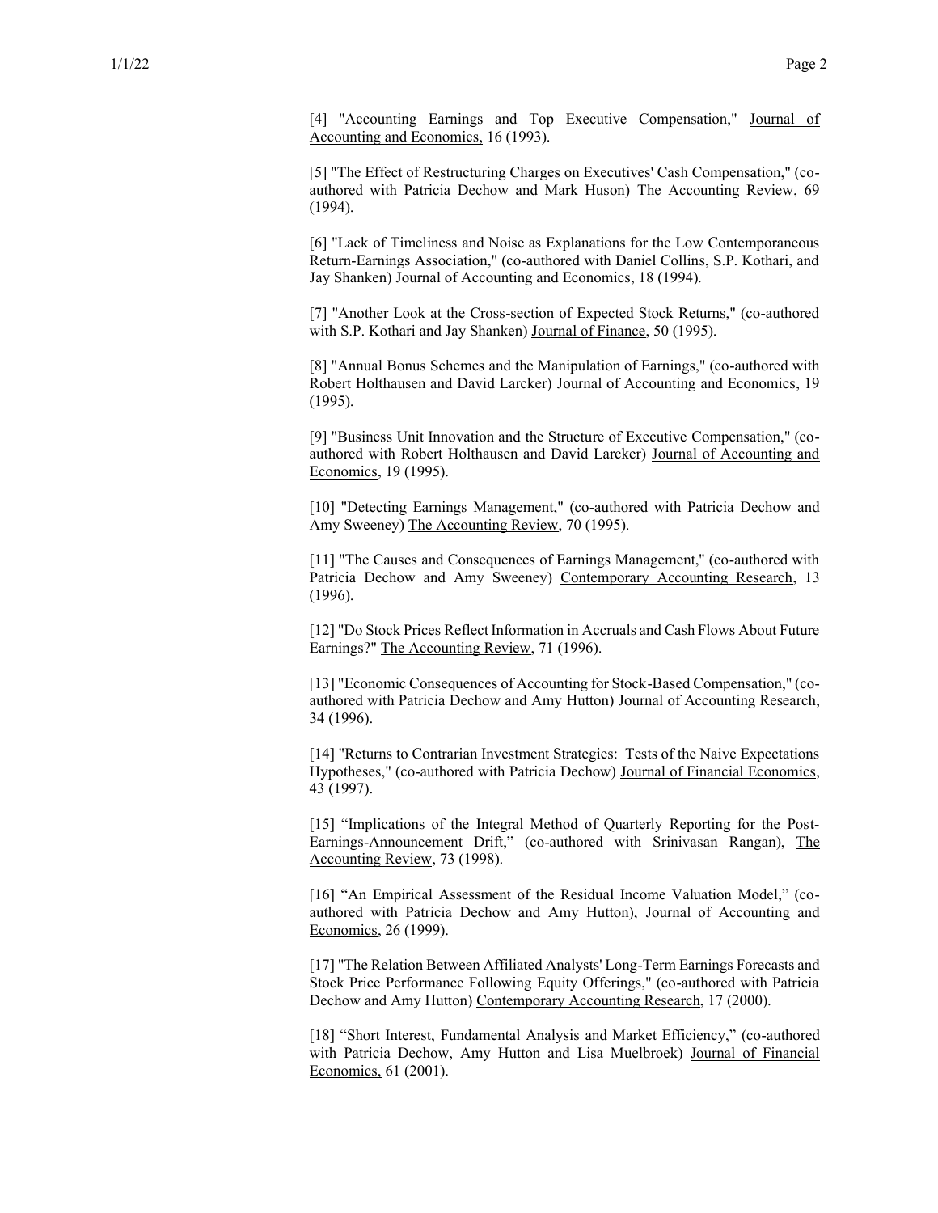[4] "Accounting Earnings and Top Executive Compensation," Journal of Accounting and Economics, 16 (1993).

[5] "The Effect of Restructuring Charges on Executives' Cash Compensation," (co-authored with Patricia Dechow and Mark Huson) The Accounting Review, 69 (1994).

[6] "Lack of Timeliness and Noise as Explanations for the Low Contemporaneous Return-Earnings Association," (co-authored with Daniel Collins, S.P. Kothari, and Jay Shanken) Journal of Accounting and Economics, 18 (1994).

[7] "Another Look at the Cross-section of Expected Stock Returns," (co-authored with S.P. Kothari and Jay Shanken) Journal of Finance, 50 (1995).

[8] "Annual Bonus Schemes and the Manipulation of Earnings," (co-authored with Robert Holthausen and David Larcker) Journal of Accounting and Economics, 19 (1995).

[9] "Business Unit Innovation and the Structure of Executive Compensation," (co-authored with Robert Holthausen and David Larcker) Journal of Accounting and Economics, 19 (1995).

[10] "Detecting Earnings Management," (co-authored with Patricia Dechow and Amy Sweeney) The Accounting Review, 70 (1995).

[11] "The Causes and Consequences of Earnings Management," (co-authored with Patricia Dechow and Amy Sweeney) Contemporary Accounting Research, 13 (1996).

[12] "Do Stock Prices Reflect Information in Accruals and Cash Flows About Future Earnings?" The Accounting Review, 71 (1996).

[13] "Economic Consequences of Accounting for Stock-Based Compensation," (co-authored with Patricia Dechow and Amy Hutton) Journal of Accounting Research, 34 (1996).

[14] "Returns to Contrarian Investment Strategies: Tests of the Naive Expectations Hypotheses," (co-authored with Patricia Dechow) Journal of Financial Economics, 43 (1997).

[15] "Implications of the Integral Method of Quarterly Reporting for the Post-Earnings-Announcement Drift," (co-authored with Srinivasan Rangan), The Accounting Review, 73 (1998).

[16] "An Empirical Assessment of the Residual Income Valuation Model," (co-authored with Patricia Dechow and Amy Hutton), Journal of Accounting and Economics, 26 (1999).

[17] "The Relation Between Affiliated Analysts' Long-Term Earnings Forecasts and Stock Price Performance Following Equity Offerings," (co-authored with Patricia Dechow and Amy Hutton) Contemporary Accounting Research, 17 (2000).

[18] "Short Interest, Fundamental Analysis and Market Efficiency," (co-authored with Patricia Dechow, Amy Hutton and Lisa Muelbroek) Journal of Financial Economics, 61 (2001).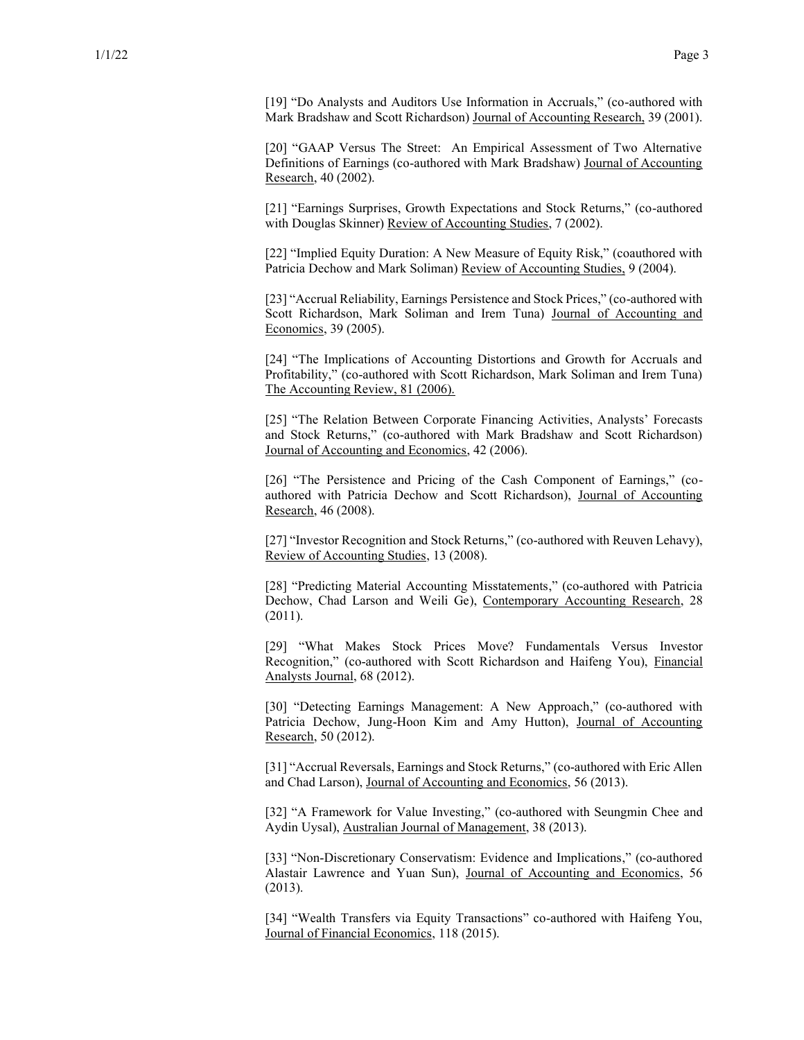[19] "Do Analysts and Auditors Use Information in Accruals," (co-authored with Mark Bradshaw and Scott Richardson) Journal of Accounting Research, 39 (2001).

[20] "GAAP Versus The Street: An Empirical Assessment of Two Alternative Definitions of Earnings (co-authored with Mark Bradshaw) Journal of Accounting Research, 40 (2002).

[21] "Earnings Surprises, Growth Expectations and Stock Returns," (co-authored with Douglas Skinner) Review of Accounting Studies, 7 (2002).

[22] "Implied Equity Duration: A New Measure of Equity Risk," (coauthored with Patricia Dechow and Mark Soliman) Review of Accounting Studies, 9 (2004).

[23] "Accrual Reliability, Earnings Persistence and Stock Prices," (co-authored with Scott Richardson, Mark Soliman and Irem Tuna) Journal of Accounting and Economics, 39 (2005).

[24] "The Implications of Accounting Distortions and Growth for Accruals and Profitability," (co-authored with Scott Richardson, Mark Soliman and Irem Tuna) The Accounting Review, 81 (2006).

[25] "The Relation Between Corporate Financing Activities, Analysts' Forecasts and Stock Returns," (co-authored with Mark Bradshaw and Scott Richardson) Journal of Accounting and Economics, 42 (2006).

[26] "The Persistence and Pricing of the Cash Component of Earnings," (co-authored with Patricia Dechow and Scott Richardson), Journal of Accounting Research, 46 (2008).

[27] "Investor Recognition and Stock Returns," (co-authored with Reuven Lehavy), Review of Accounting Studies, 13 (2008).

[28] "Predicting Material Accounting Misstatements," (co-authored with Patricia Dechow, Chad Larson and Weili Ge), Contemporary Accounting Research, 28 (2011).

[29] "What Makes Stock Prices Move? Fundamentals Versus Investor Recognition," (co-authored with Scott Richardson and Haifeng You), Financial Analysts Journal, 68 (2012).

[30] "Detecting Earnings Management: A New Approach," (co-authored with Patricia Dechow, Jung-Hoon Kim and Amy Hutton), Journal of Accounting Research, 50 (2012).

[31] "Accrual Reversals, Earnings and Stock Returns," (co-authored with Eric Allen and Chad Larson), Journal of Accounting and Economics, 56 (2013).

[32] "A Framework for Value Investing," (co-authored with Seungmin Chee and Aydin Uysal), Australian Journal of Management, 38 (2013).

[33] "Non-Discretionary Conservatism: Evidence and Implications," (co-authored Alastair Lawrence and Yuan Sun), Journal of Accounting and Economics, 56 (2013).

[34] "Wealth Transfers via Equity Transactions" co-authored with Haifeng You, Journal of Financial Economics, 118 (2015).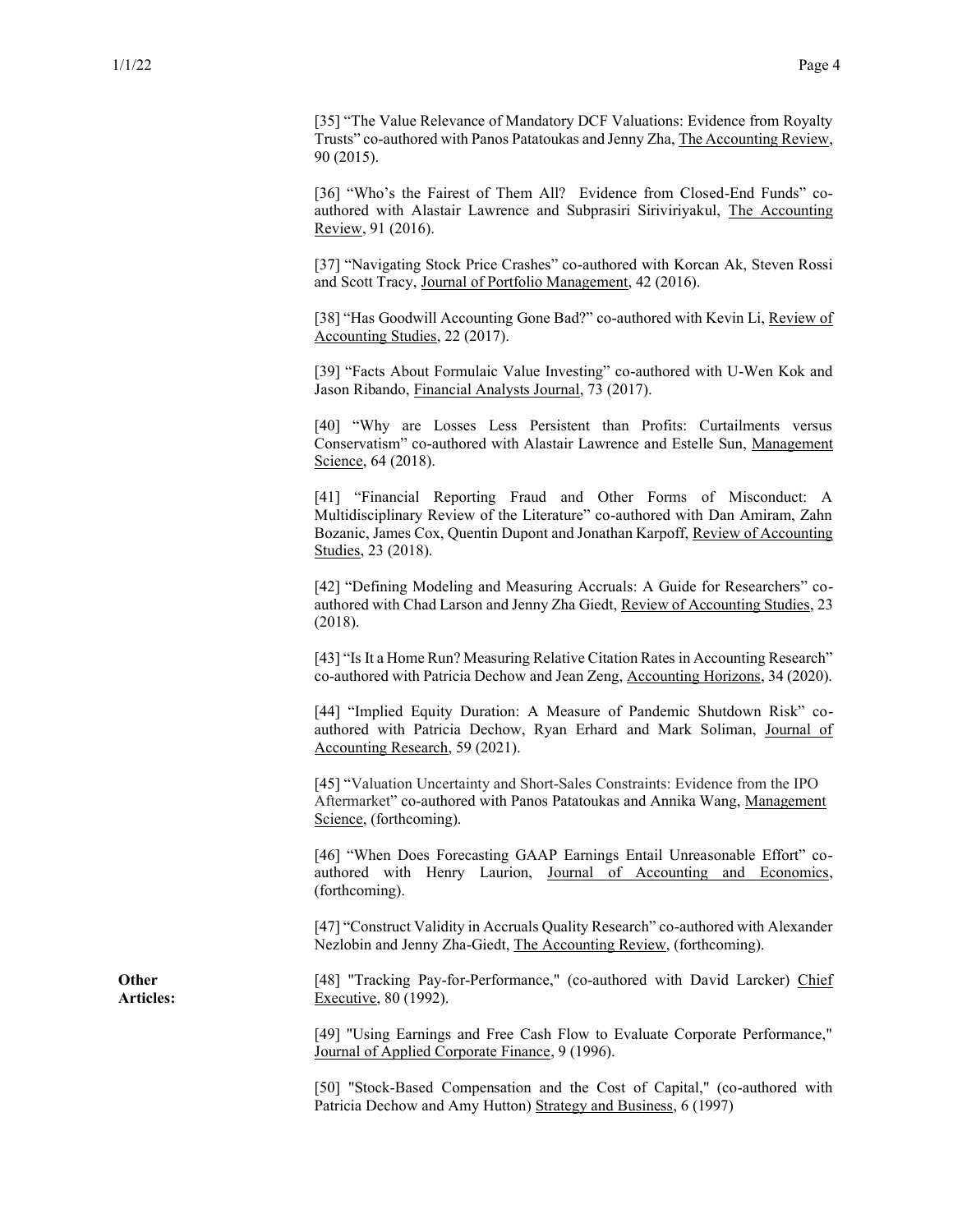[35] "The Value Relevance of Mandatory DCF Valuations: Evidence from Royalty Trusts" co-authored with Panos Patatoukas and Jenny Zha, The Accounting Review, 90 (2015).

[36] "Who's the Fairest of Them All? Evidence from Closed-End Funds" co-authored with Alastair Lawrence and Subprasiri Siriviriyakul, The Accounting Review, 91 (2016).

[37] "Navigating Stock Price Crashes" co-authored with Korcan Ak, Steven Rossi and Scott Tracy, Journal of Portfolio Management, 42 (2016).

[38] "Has Goodwill Accounting Gone Bad?" co-authored with Kevin Li, Review of Accounting Studies, 22 (2017).

[39] "Facts About Formulaic Value Investing" co-authored with U-Wen Kok and Jason Ribando, Financial Analysts Journal, 73 (2017).

[40] "Why are Losses Less Persistent than Profits: Curtailments versus Conservatism" co-authored with Alastair Lawrence and Estelle Sun, Management Science, 64 (2018).

[41] "Financial Reporting Fraud and Other Forms of Misconduct: A Multidisciplinary Review of the Literature" co-authored with Dan Amiram, Zahn Bozanic, James Cox, Quentin Dupont and Jonathan Karpoff, Review of Accounting Studies, 23 (2018).

[42] "Defining Modeling and Measuring Accruals: A Guide for Researchers" co-authored with Chad Larson and Jenny Zha Giedt, Review of Accounting Studies, 23 (2018).

[43] "Is It a Home Run? Measuring Relative Citation Rates in Accounting Research" co-authored with Patricia Dechow and Jean Zeng, Accounting Horizons, 34 (2020).

[44] "Implied Equity Duration: A Measure of Pandemic Shutdown Risk" co-authored with Patricia Dechow, Ryan Erhard and Mark Soliman, Journal of Accounting Research, 59 (2021).

[45] "Valuation Uncertainty and Short-Sales Constraints: Evidence from the IPO Aftermarket" co-authored with Panos Patatoukas and Annika Wang, Management Science, (forthcoming).

[46] "When Does Forecasting GAAP Earnings Entail Unreasonable Effort" co-authored with Henry Laurion, Journal of Accounting and Economics, (forthcoming).

[47] "Construct Validity in Accruals Quality Research" co-authored with Alexander Nezlobin and Jenny Zha-Giedt, The Accounting Review, (forthcoming).

**Other Articles:**

[48] "Tracking Pay-for-Performance," (co-authored with David Larcker) Chief Executive, 80 (1992).

[49] "Using Earnings and Free Cash Flow to Evaluate Corporate Performance," Journal of Applied Corporate Finance, 9 (1996).

[50] "Stock-Based Compensation and the Cost of Capital," (co-authored with Patricia Dechow and Amy Hutton) Strategy and Business, 6 (1997)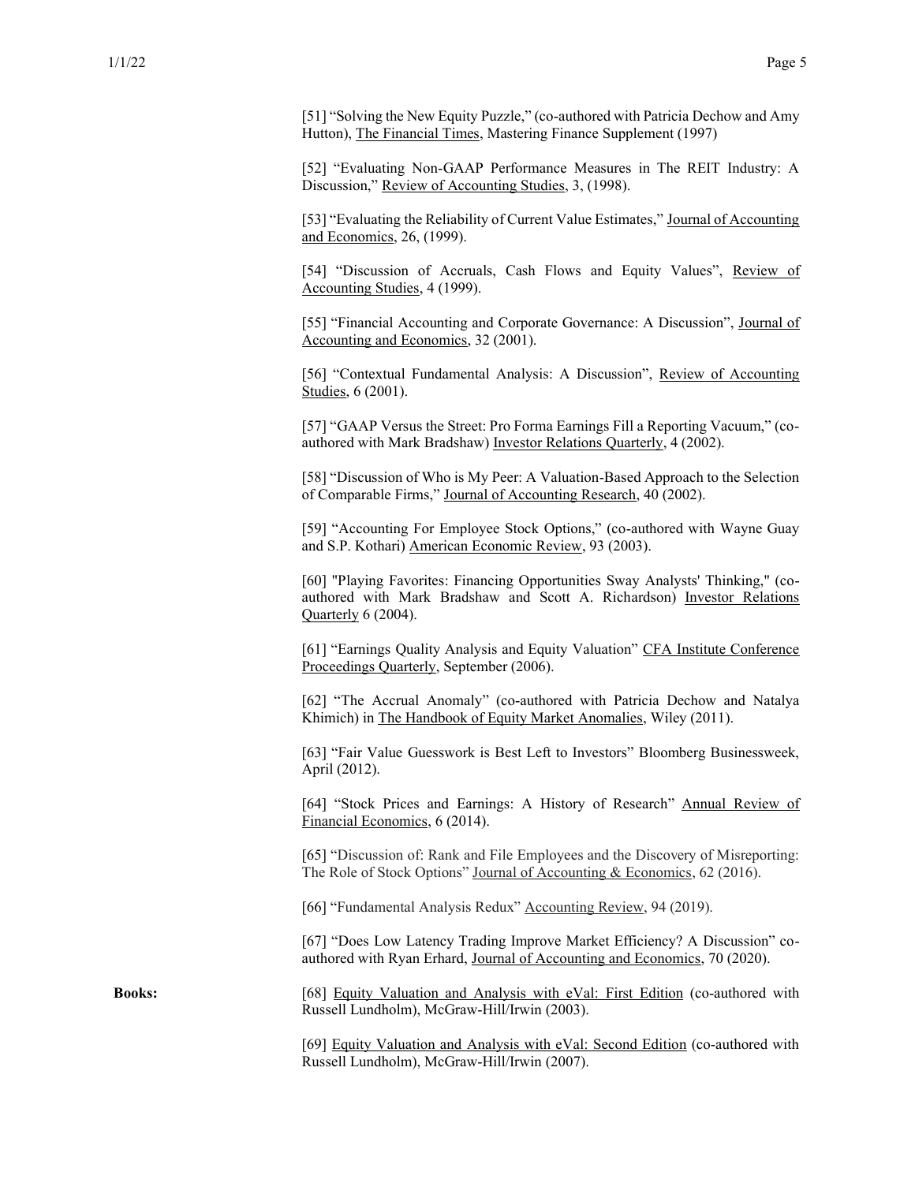[51] "Solving the New Equity Puzzle," (co-authored with Patricia Dechow and Amy Hutton), The Financial Times, Mastering Finance Supplement (1997)

[52] "Evaluating Non-GAAP Performance Measures in The REIT Industry: A Discussion," Review of Accounting Studies, 3, (1998).

[53] "Evaluating the Reliability of Current Value Estimates," Journal of Accounting and Economics, 26, (1999).

[54] "Discussion of Accruals, Cash Flows and Equity Values", Review of Accounting Studies, 4 (1999).

[55] "Financial Accounting and Corporate Governance: A Discussion", Journal of Accounting and Economics, 32 (2001).

[56] "Contextual Fundamental Analysis: A Discussion", Review of Accounting Studies, 6 (2001).

[57] "GAAP Versus the Street: Pro Forma Earnings Fill a Reporting Vacuum," (co-authored with Mark Bradshaw) Investor Relations Quarterly, 4 (2002).

[58] "Discussion of Who is My Peer: A Valuation-Based Approach to the Selection of Comparable Firms," Journal of Accounting Research, 40 (2002).

[59] "Accounting For Employee Stock Options," (co-authored with Wayne Guay and S.P. Kothari) American Economic Review, 93 (2003).

[60] "Playing Favorites: Financing Opportunities Sway Analysts' Thinking," (co-authored with Mark Bradshaw and Scott A. Richardson) Investor Relations Quarterly 6 (2004).

[61] "Earnings Quality Analysis and Equity Valuation" CFA Institute Conference Proceedings Quarterly, September (2006).

[62] "The Accrual Anomaly" (co-authored with Patricia Dechow and Natalya Khimich) in The Handbook of Equity Market Anomalies, Wiley (2011).

[63] "Fair Value Guesswork is Best Left to Investors" Bloomberg Businessweek, April (2012).

[64] "Stock Prices and Earnings: A History of Research" Annual Review of Financial Economics, 6 (2014).

[65] "Discussion of: Rank and File Employees and the Discovery of Misreporting: The Role of Stock Options" Journal of Accounting & Economics, 62 (2016).

[66] "Fundamental Analysis Redux" Accounting Review, 94 (2019).

[67] "Does Low Latency Trading Improve Market Efficiency? A Discussion" co-authored with Ryan Erhard, Journal of Accounting and Economics, 70 (2020).

**Books:**

[68] Equity Valuation and Analysis with eVal: First Edition (co-authored with Russell Lundholm), McGraw-Hill/Irwin (2003).

[69] Equity Valuation and Analysis with eVal: Second Edition (co-authored with Russell Lundholm), McGraw-Hill/Irwin (2007).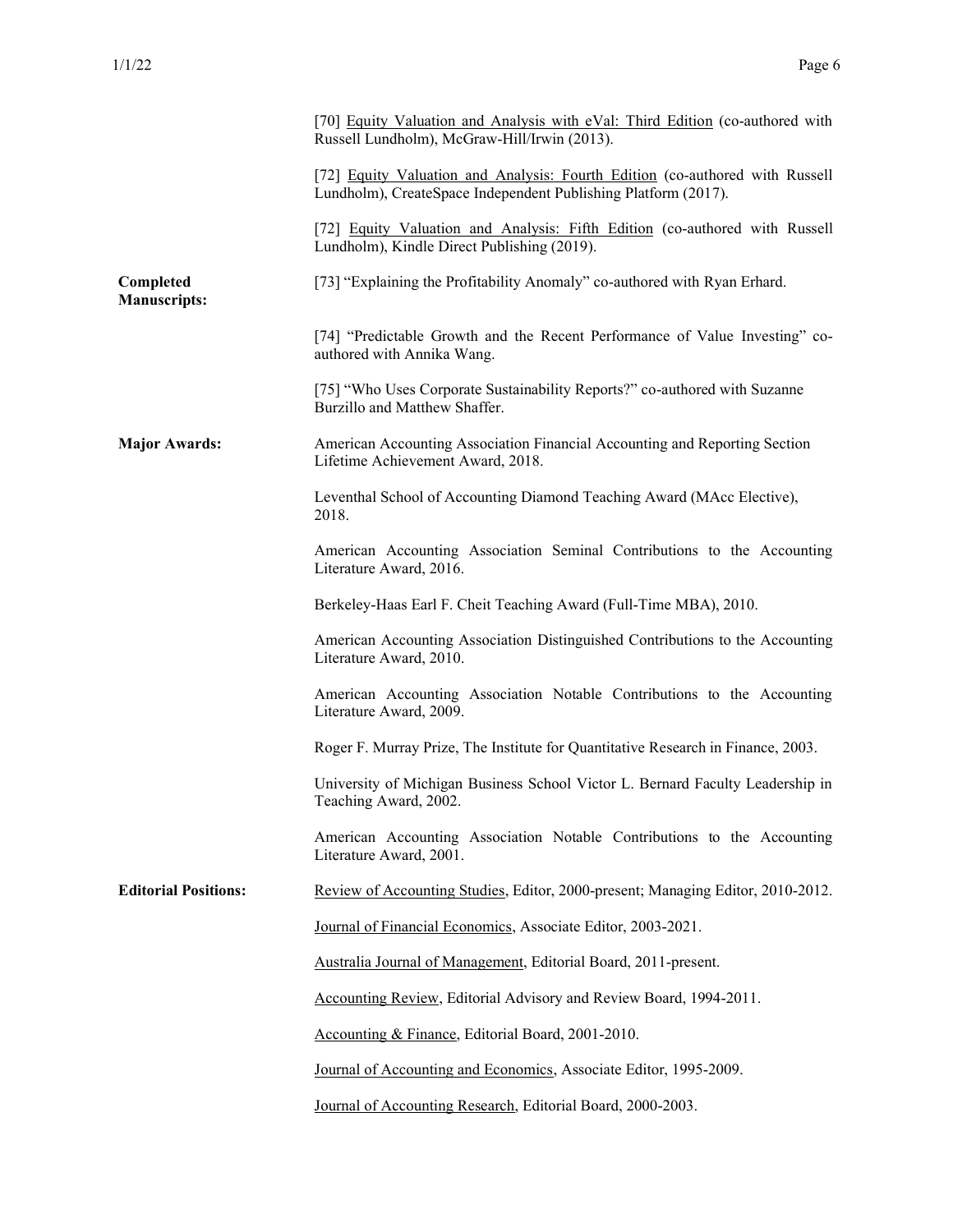[70] Equivalent Valuation and Analysis with eVal: Third Edition (co-authored with Russell Lundholm), McGraw-Hill/Irwin (2013).

[72] Equity Valuation and Analysis: Fourth Edition (co-authored with Russell Lundholm), CreateSpace Independent Publishing Platform (2017).

[72] Equity Valuation and Analysis: Fifth Edition (co-authored with Russell Lundholm), Kindle Direct Publishing (2019).

**Completed Manuscripts:**

[73] "Explaining the Profitability Anomaly" co-authored with Ryan Erhard.

[74] "Predictable Growth and the Recent Performance of Value Investing" co-authored with Annika Wang.

[75] "Who Uses Corporate Sustainability Reports?" co-authored with Suzanne Burzillo and Matthew Shaffer.

**Major Awards:**

American Accounting Association Financial Accounting and Reporting Section Lifetime Achievement Award, 2018.

Leventhal School of Accounting Diamond Teaching Award (MAcc Elective), 2018.

American Accounting Association Seminal Contributions to the Accounting Literature Award, 2016.

Berkeley-Haas Earl F. Cheit Teaching Award (Full-Time MBA), 2010.

American Accounting Association Distinguished Contributions to the Accounting Literature Award, 2010.

American Accounting Association Notable Contributions to the Accounting Literature Award, 2009.

Roger F. Murray Prize, The Institute for Quantitative Research in Finance, 2003.

University of Michigan Business School Victor L. Bernard Faculty Leadership in Teaching Award, 2002.

American Accounting Association Notable Contributions to the Accounting Literature Award, 2001.

**Editorial Positions:**

Review of Accounting Studies, Editor, 2000-present; Managing Editor, 2010-2012.

Journal of Financial Economics, Associate Editor, 2003-2021.

Australia Journal of Management, Editorial Board, 2011-present.

Accounting Review, Editorial Advisory and Review Board, 1994-2011.

Accounting & Finance, Editorial Board, 2001-2010.

Journal of Accounting and Economics, Associate Editor, 1995-2009.

Journal of Accounting Research, Editorial Board, 2000-2003.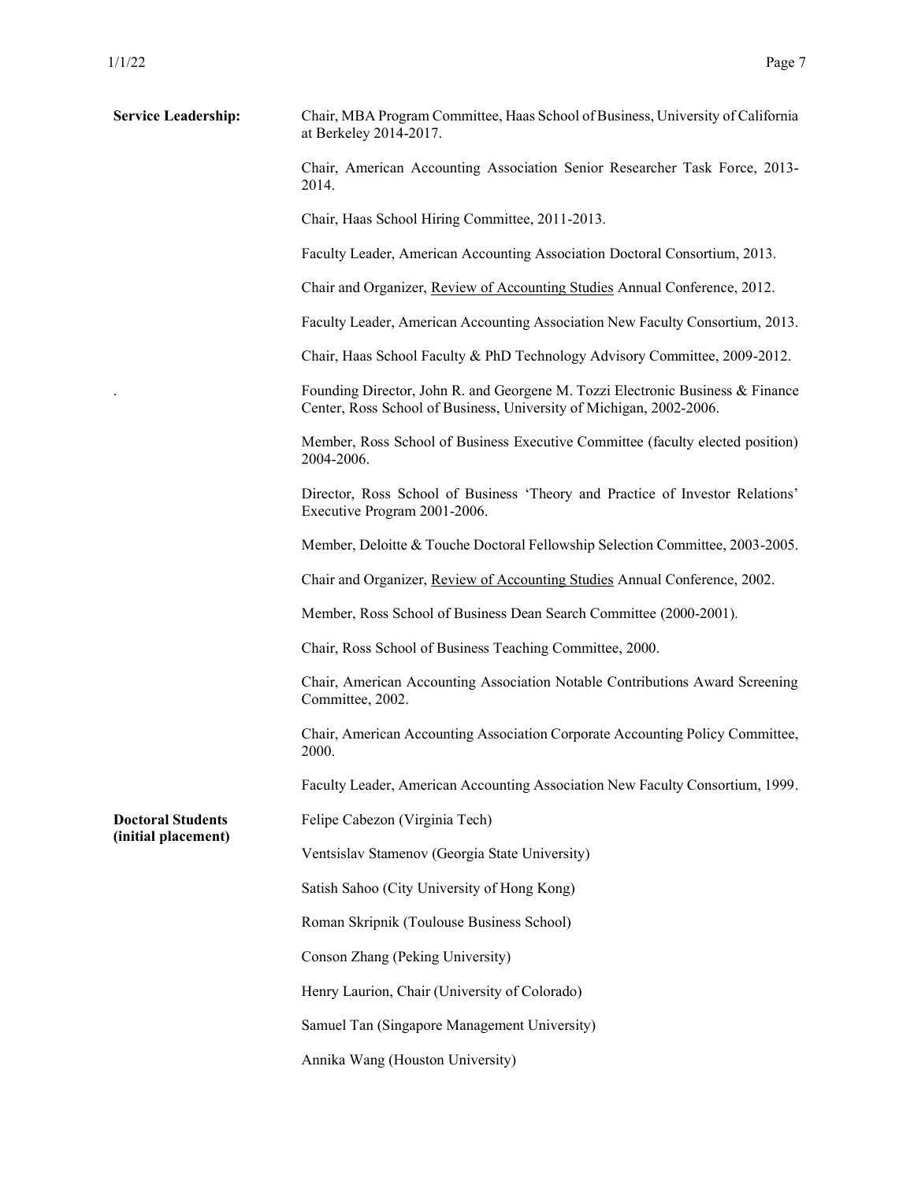**Service Leadership:**

Chair, MBA Program Committee, Haas School of Business, University of California at Berkeley 2014-2017.

Chair, American Accounting Association Senior Researcher Task Force, 2013-2014.

Chair, Haas School Hiring Committee, 2011-2013.

Faculty Leader, American Accounting Association Doctoral Consortium, 2013.

Chair and Organizer, Review of Accounting Studies Annual Conference, 2012.

Faculty Leader, American Accounting Association New Faculty Consortium, 2013.

Chair, Haas School Faculty & PhD Technology Advisory Committee, 2009-2012.

Founding Director, John R. and Georgene M. Tozzi Electronic Business & Finance Center, Ross School of Business, University of Michigan, 2002-2006.

Member, Ross School of Business Executive Committee (faculty elected position) 2004-2006.

Director, Ross School of Business 'Theory and Practice of Investor Relations' Executive Program 2001-2006.

Member, Deloitte & Touche Doctoral Fellowship Selection Committee, 2003-2005.

Chair and Organizer, Review of Accounting Studies Annual Conference, 2002.

Member, Ross School of Business Dean Search Committee (2000-2001).

Chair, Ross School of Business Teaching Committee, 2000.

Chair, American Accounting Association Notable Contributions Award Screening Committee, 2002.

Chair, American Accounting Association Corporate Accounting Policy Committee, 2000.

Faculty Leader, American Accounting Association New Faculty Consortium, 1999.

**Doctoral Students (initial placement)**

Felipe Cabezon (Virginia Tech)

Ventsislav Stamenov (Georgia State University)

Satish Sahoo (City University of Hong Kong)

Roman Skripnik (Toulouse Business School)

Conson Zhang (Peking University)

Henry Laurion, Chair (University of Colorado)

Samuel Tan (Singapore Management University)

Annika Wang (Houston University)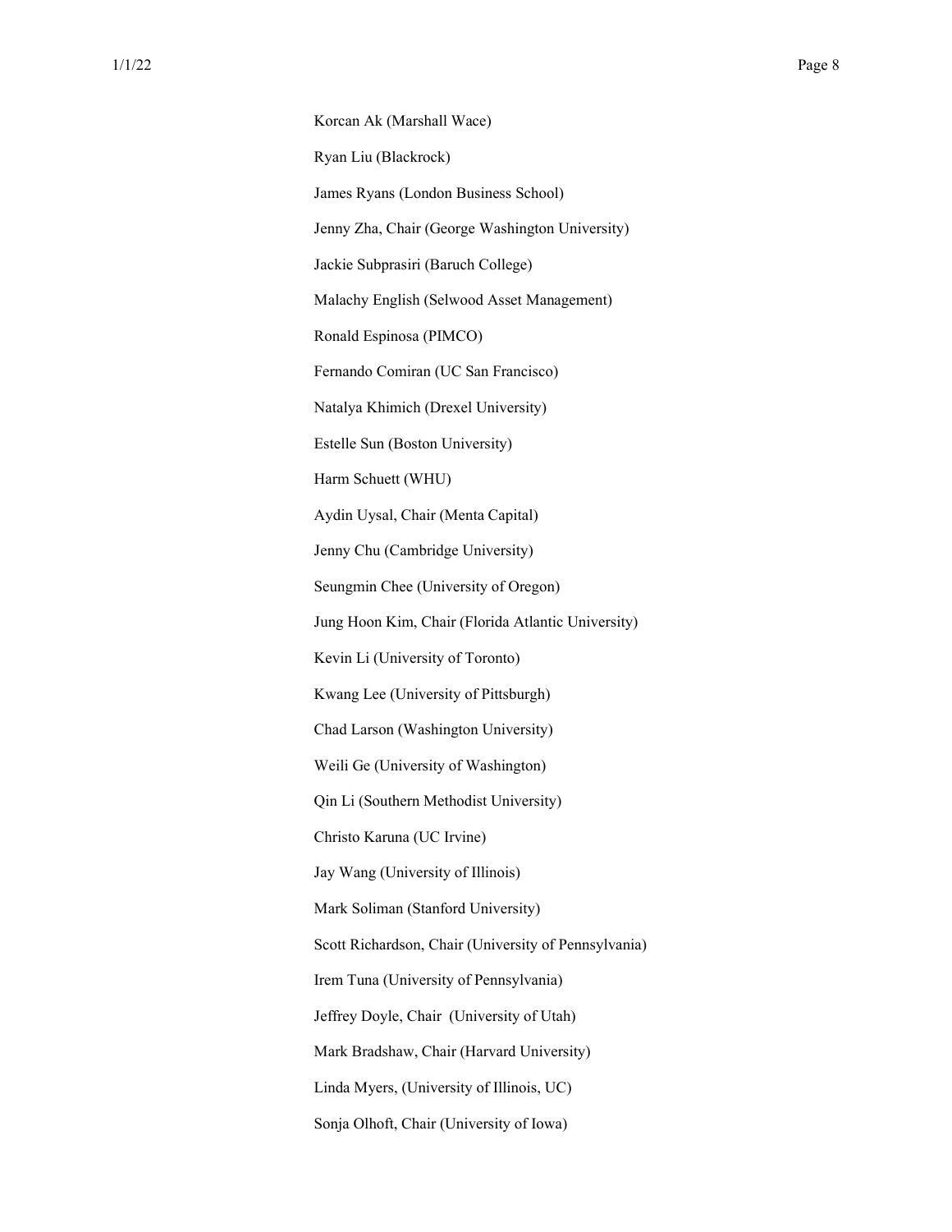Korcan Ak (Marshall Wace)

Ryan Liu (Blackrock)

James Ryans (London Business School)

Jenny Zha, Chair (George Washington University)

Jackie Subprasiri (Baruch College)

Malachy English (Selwood Asset Management)

Ronald Espinosa (PIMCO)

Fernando Comiran (UC San Francisco)

Natalya Khimich (Drexel University)

Estelle Sun (Boston University)

Harm Schuett (WHU)

Aydin Uysal, Chair (Menta Capital)

Jenny Chu (Cambridge University)

Seungmin Chee (University of Oregon)

Jung Hoon Kim, Chair (Florida Atlantic University)

Kevin Li (University of Toronto)

Kwang Lee (University of Pittsburgh)

Chad Larson (Washington University)

Weili Ge (University of Washington)

Qin Li (Southern Methodist University)

Christo Karuna (UC Irvine)

Jay Wang (University of Illinois)

Mark Soliman (Stanford University)

Scott Richardson, Chair (University of Pennsylvania)

Irem Tuna (University of Pennsylvania)

Jeffrey Doyle, Chair (University of Utah)

Mark Bradshaw, Chair (Harvard University)

Linda Myers, (University of Illinois, UC)

Sonja Olhoft, Chair (University of Iowa)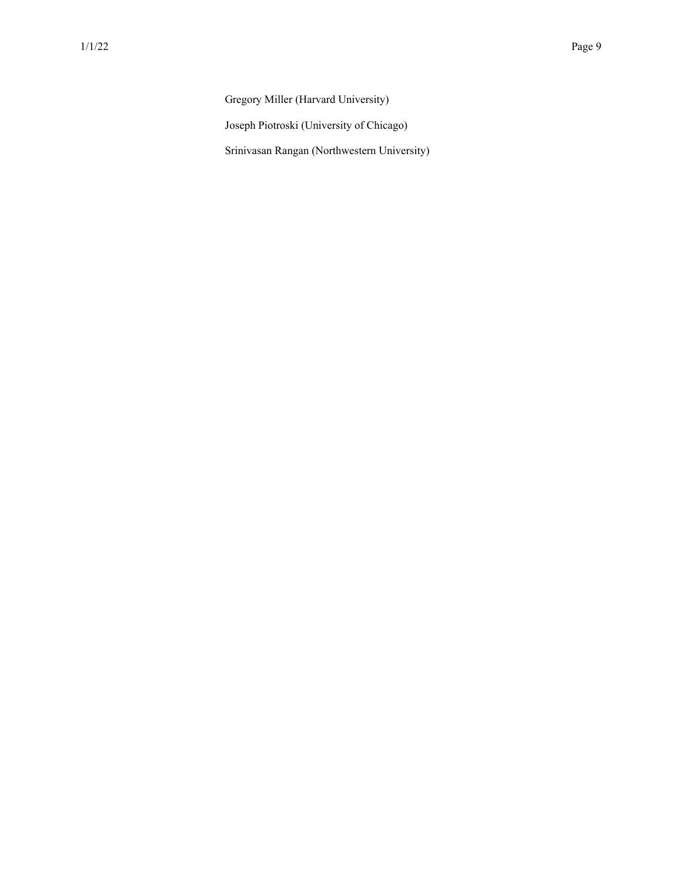Gregory Miller (Harvard University)

Joseph Piotroski (University of Chicago)

Srinivasan Rangan (Northwestern University)